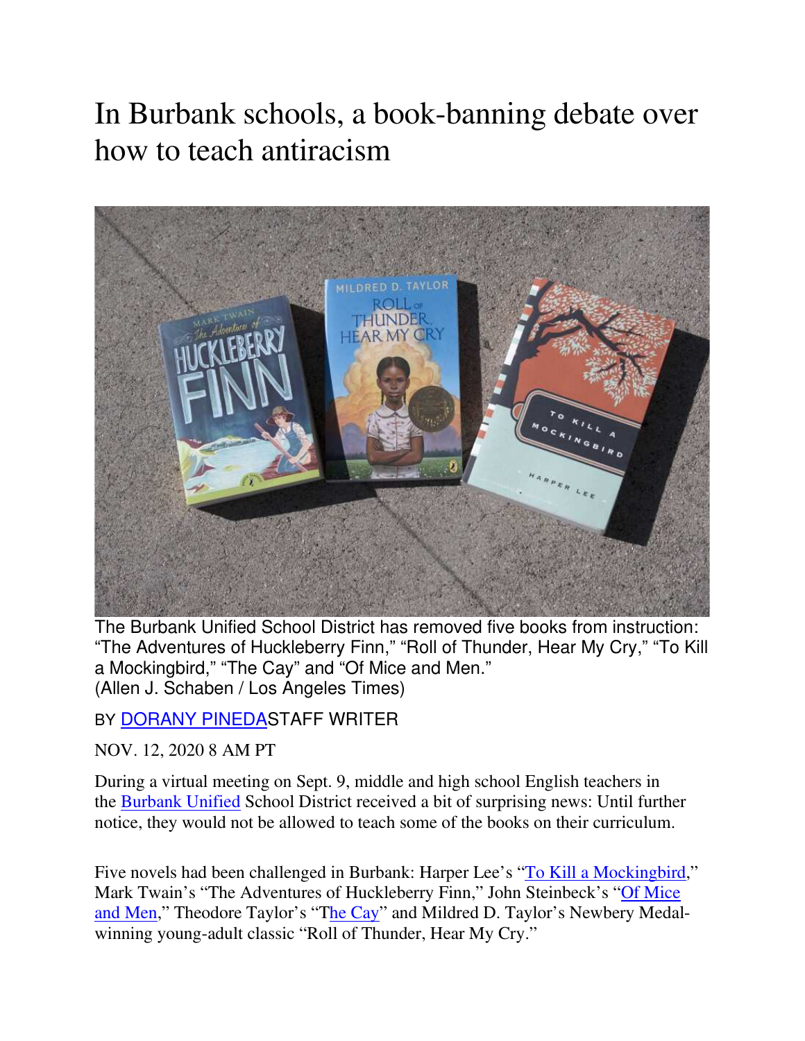# In Burbank schools, a book-banning debate over how to teach antiracism

The Burbank Unified School District has removed five books from instruction: "The Adventures of Huckleberry Finn," "Roll of Thunder, Hear My Cry," "To Kill a Mockingbird," "The Cay" and "Of Mice and Men."
(Allen J. Schaben / Los Angeles Times)

BY DORANY PINEDASTAFF WRITER

NOV. 12, 2020 8 AM PT

During a virtual meeting on Sept. 9, middle and high school English teachers in the Burbank Unified School District received a bit of surprising news: Until further notice, they would not be allowed to teach some of the books on their curriculum.

Five novels had been challenged in Burbank: Harper Lee's "To Kill a Mockingbird," Mark Twain's "The Adventures of Huckleberry Finn," John Steinbeck's "Of Mice and Men," Theodore Taylor's "The Cay" and Mildred D. Taylor's Newbery Medal-winning young-adult classic "Roll of Thunder, Hear My Cry."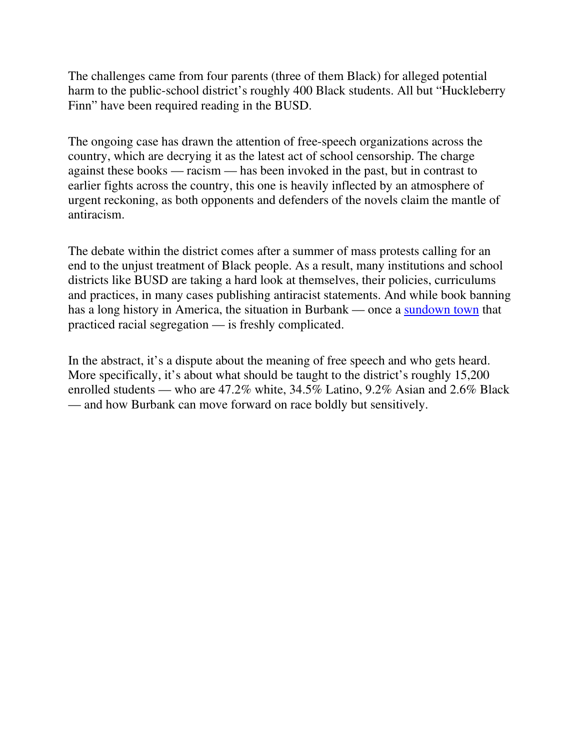The challenges came from four parents (three of them Black) for alleged potential harm to the public-school district's roughly 400 Black students. All but "Huckleberry Finn" have been required reading in the BUSD.

The ongoing case has drawn the attention of free-speech organizations across the country, which are decrying it as the latest act of school censorship. The charge against these books — racism — has been invoked in the past, but in contrast to earlier fights across the country, this one is heavily inflected by an atmosphere of urgent reckoning, as both opponents and defenders of the novels claim the mantle of antiracism.

The debate within the district comes after a summer of mass protests calling for an end to the unjust treatment of Black people. As a result, many institutions and school districts like BUSD are taking a hard look at themselves, their policies, curriculums and practices, in many cases publishing antiracist statements. And while book banning has a long history in America, the situation in Burbank — once a sundown town that practiced racial segregation — is freshly complicated.

In the abstract, it's a dispute about the meaning of free speech and who gets heard. More specifically, it's about what should be taught to the district's roughly 15,200 enrolled students — who are 47.2% white, 34.5% Latino, 9.2% Asian and 2.6% Black — and how Burbank can move forward on race boldly but sensitively.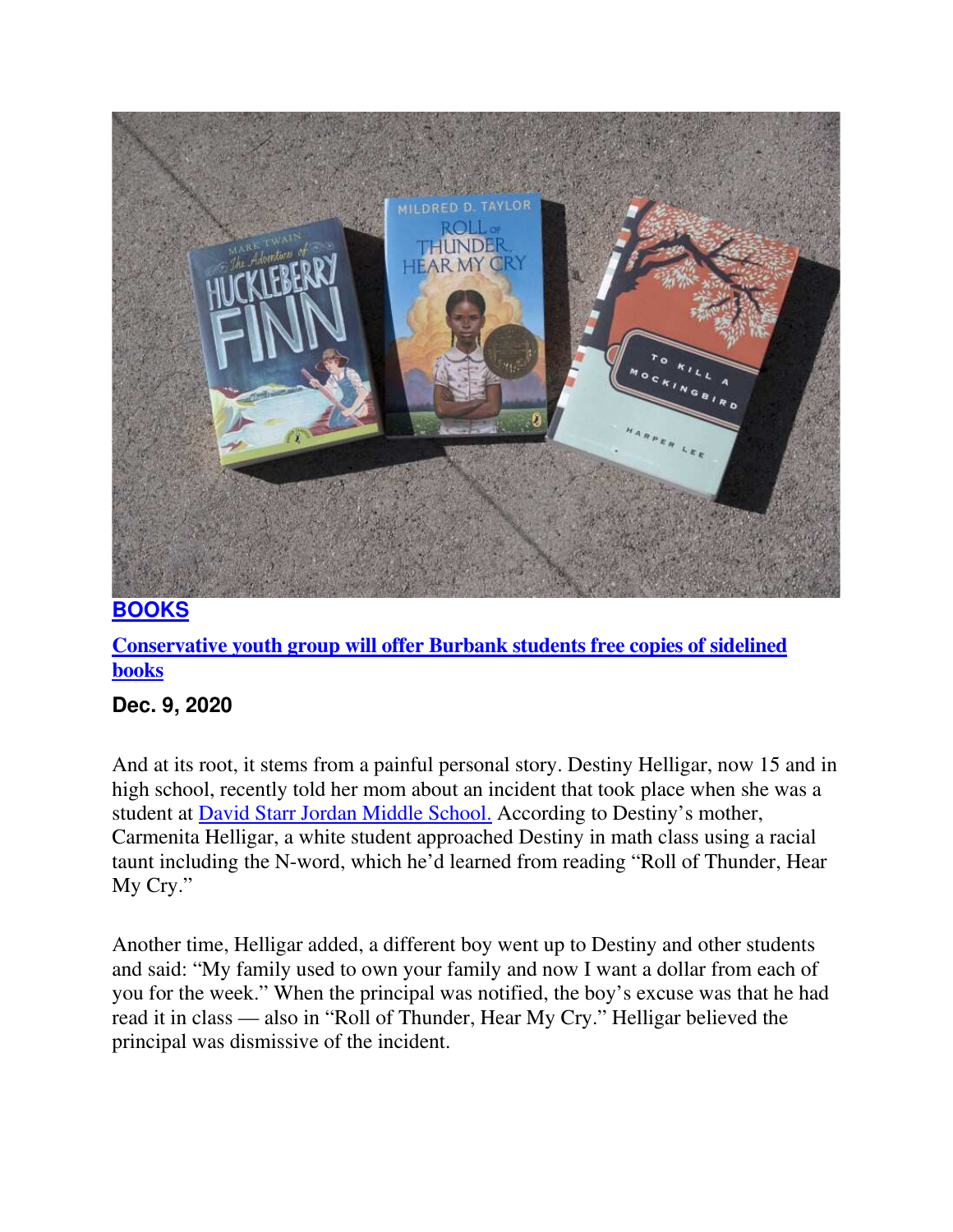**BOOKS**

**Conservative youth group will offer Burbank students free copies of sidelined books**

**Dec. 9, 2020**

And at its root, it stems from a painful personal story. Destiny Helligar, now 15 and in high school, recently told her mom about an incident that took place when she was a student at David Starr Jordan Middle School. According to Destiny's mother, Carmenita Helligar, a white student approached Destiny in math class using a racial taunt including the N-word, which he'd learned from reading "Roll of Thunder, Hear My Cry."

Another time, Helligar added, a different boy went up to Destiny and other students and said: "My family used to own your family and now I want a dollar from each of you for the week." When the principal was notified, the boy's excuse was that he had read it in class — also in "Roll of Thunder, Hear My Cry." Helligar believed the principal was dismissive of the incident.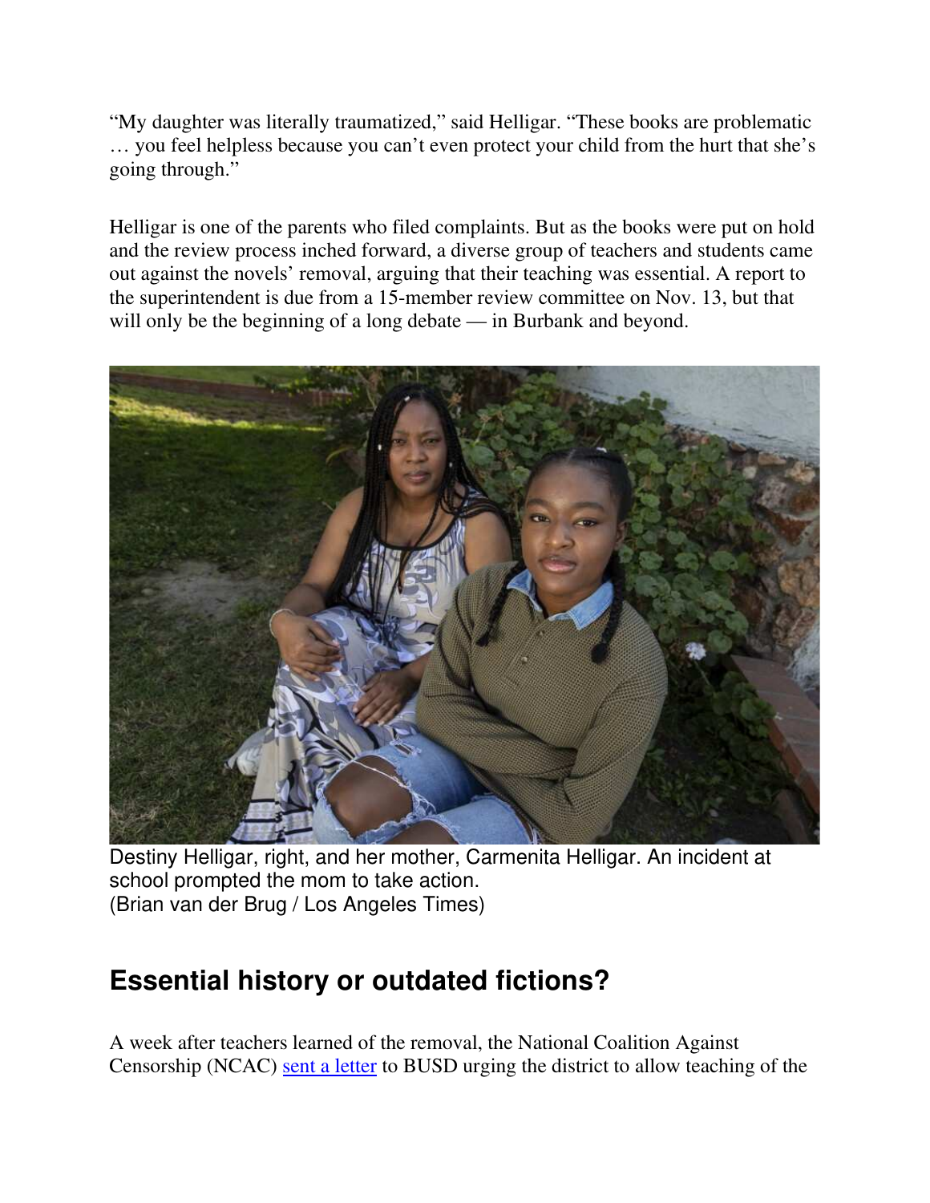“My daughter was literally traumatized,” said Helligar. “These books are problematic … you feel helpless because you can’t even protect your child from the hurt that she’s going through.”

Helligar is one of the parents who filed complaints. But as the books were put on hold and the review process inched forward, a diverse group of teachers and students came out against the novels’ removal, arguing that their teaching was essential. A report to the superintendent is due from a 15-member review committee on Nov. 13, but that will only be the beginning of a long debate — in Burbank and beyond.

Destiny Helligar, right, and her mother, Carmenita Helligar. An incident at school prompted the mom to take action.
(Brian van der Brug / Los Angeles Times)

## Essential history or outdated fictions?

A week after teachers learned of the removal, the National Coalition Against Censorship (NCAC) sent a letter to BUSD urging the district to allow teaching of the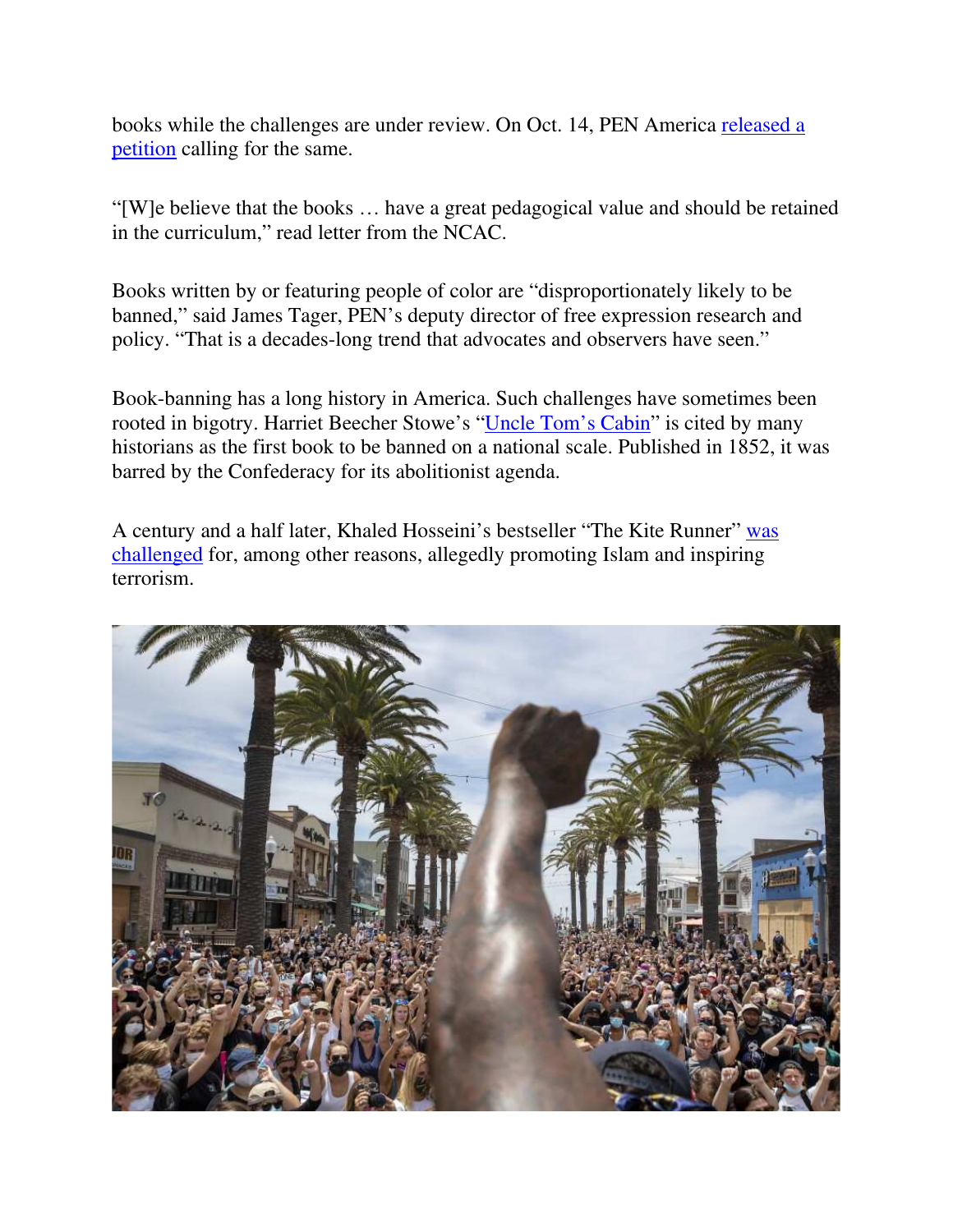books while the challenges are under review. On Oct. 14, PEN America released a petition calling for the same.

"[W]e believe that the books … have a great pedagogical value and should be retained in the curriculum," read letter from the NCAC.

Books written by or featuring people of color are "disproportionately likely to be banned," said James Tager, PEN's deputy director of free expression research and policy. "That is a decades-long trend that advocates and observers have seen."

Book-banning has a long history in America. Such challenges have sometimes been rooted in bigotry. Harriet Beecher Stowe's "Uncle Tom's Cabin" is cited by many historians as the first book to be banned on a national scale. Published in 1852, it was barred by the Confederacy for its abolitionist agenda.

A century and a half later, Khaled Hosseini's bestseller "The Kite Runner" was challenged for, among other reasons, allegedly promoting Islam and inspiring terrorism.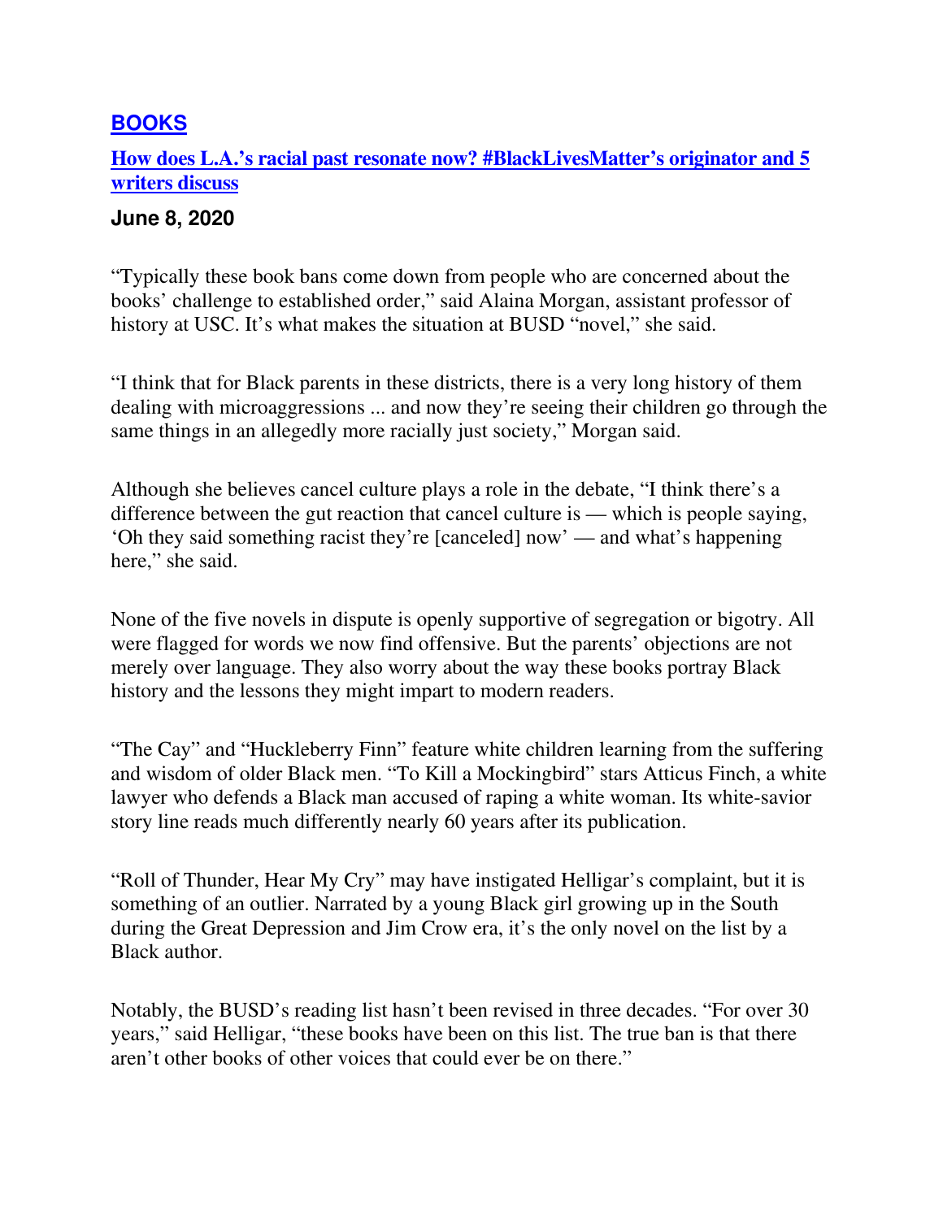## [BOOKS](#)

### [How does L.A.'s racial past resonate now? #BlackLivesMatter's originator and 5 writers discuss](#)

**June 8, 2020**

"Typically these book bans come down from people who are concerned about the books' challenge to established order," said Alaina Morgan, assistant professor of history at USC. It's what makes the situation at BUSD "novel," she said.

"I think that for Black parents in these districts, there is a very long history of them dealing with microaggressions ... and now they're seeing their children go through the same things in an allegedly more racially just society," Morgan said.

Although she believes cancel culture plays a role in the debate, "I think there's a difference between the gut reaction that cancel culture is — which is people saying, 'Oh they said something racist they're [canceled] now' — and what's happening here," she said.

None of the five novels in dispute is openly supportive of segregation or bigotry. All were flagged for words we now find offensive. But the parents' objections are not merely over language. They also worry about the way these books portray Black history and the lessons they might impart to modern readers.

"The Cay" and "Huckleberry Finn" feature white children learning from the suffering and wisdom of older Black men. "To Kill a Mockingbird" stars Atticus Finch, a white lawyer who defends a Black man accused of raping a white woman. Its white-savior story line reads much differently nearly 60 years after its publication.

"Roll of Thunder, Hear My Cry" may have instigated Helligar's complaint, but it is something of an outlier. Narrated by a young Black girl growing up in the South during the Great Depression and Jim Crow era, it's the only novel on the list by a Black author.

Notably, the BUSD's reading list hasn't been revised in three decades. "For over 30 years," said Helligar, "these books have been on this list. The true ban is that there aren't other books of other voices that could ever be on there."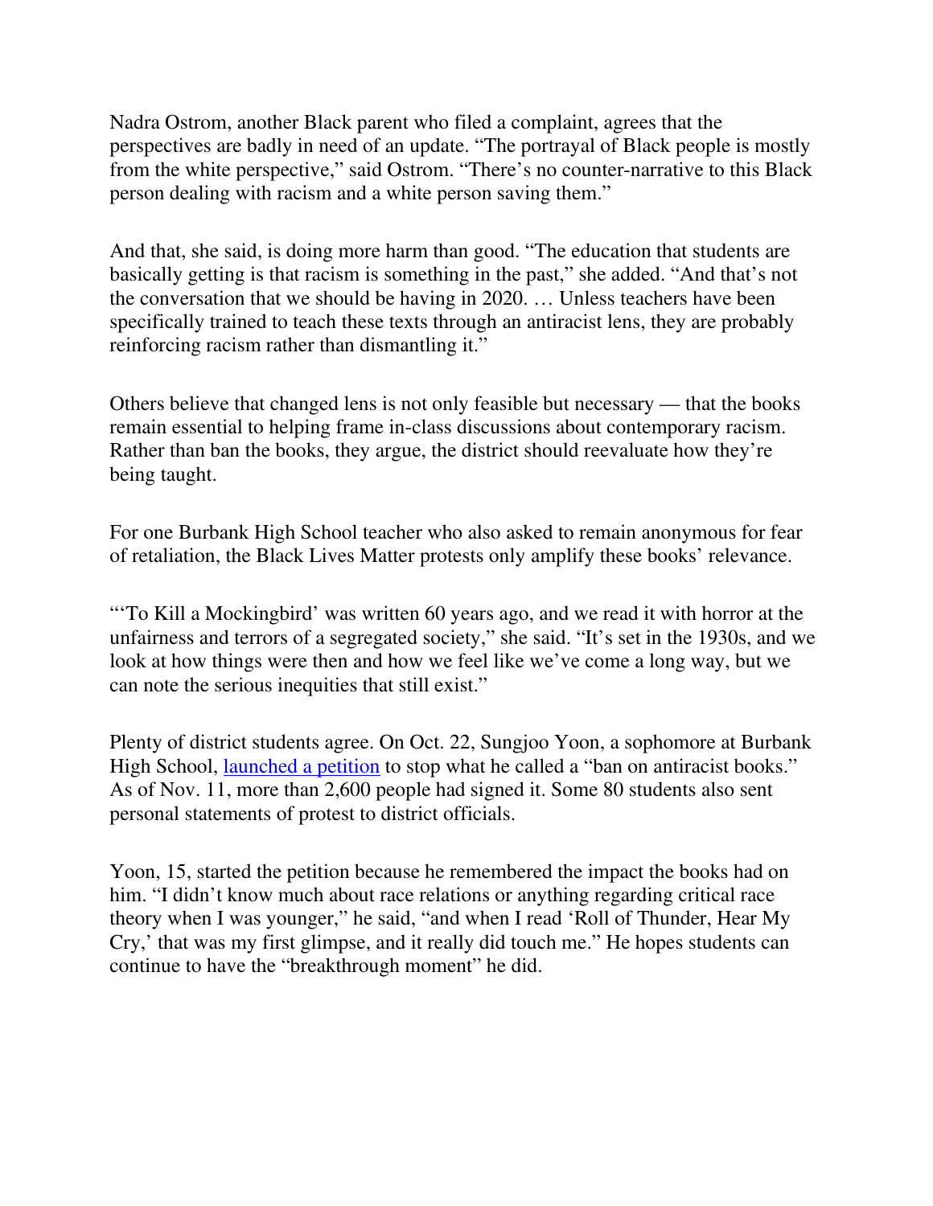Nadra Ostrom, another Black parent who filed a complaint, agrees that the perspectives are badly in need of an update. “The portrayal of Black people is mostly from the white perspective,” said Ostrom. “There’s no counter-narrative to this Black person dealing with racism and a white person saving them.”

And that, she said, is doing more harm than good. “The education that students are basically getting is that racism is something in the past,” she added. “And that’s not the conversation that we should be having in 2020. … Unless teachers have been specifically trained to teach these texts through an antiracist lens, they are probably reinforcing racism rather than dismantling it.”

Others believe that changed lens is not only feasible but necessary — that the books remain essential to helping frame in-class discussions about contemporary racism. Rather than ban the books, they argue, the district should reevaluate how they’re being taught.

For one Burbank High School teacher who also asked to remain anonymous for fear of retaliation, the Black Lives Matter protests only amplify these books’ relevance.

“‘To Kill a Mockingbird’ was written 60 years ago, and we read it with horror at the unfairness and terrors of a segregated society,” she said. “It’s set in the 1930s, and we look at how things were then and how we feel like we’ve come a long way, but we can note the serious inequities that still exist.”

Plenty of district students agree. On Oct. 22, Sungjoo Yoon, a sophomore at Burbank High School, launched a petition to stop what he called a “ban on antiracist books.” As of Nov. 11, more than 2,600 people had signed it. Some 80 students also sent personal statements of protest to district officials.

Yoon, 15, started the petition because he remembered the impact the books had on him. “I didn’t know much about race relations or anything regarding critical race theory when I was younger,” he said, “and when I read ‘Roll of Thunder, Hear My Cry,’ that was my first glimpse, and it really did touch me.” He hopes students can continue to have the “breakthrough moment” he did.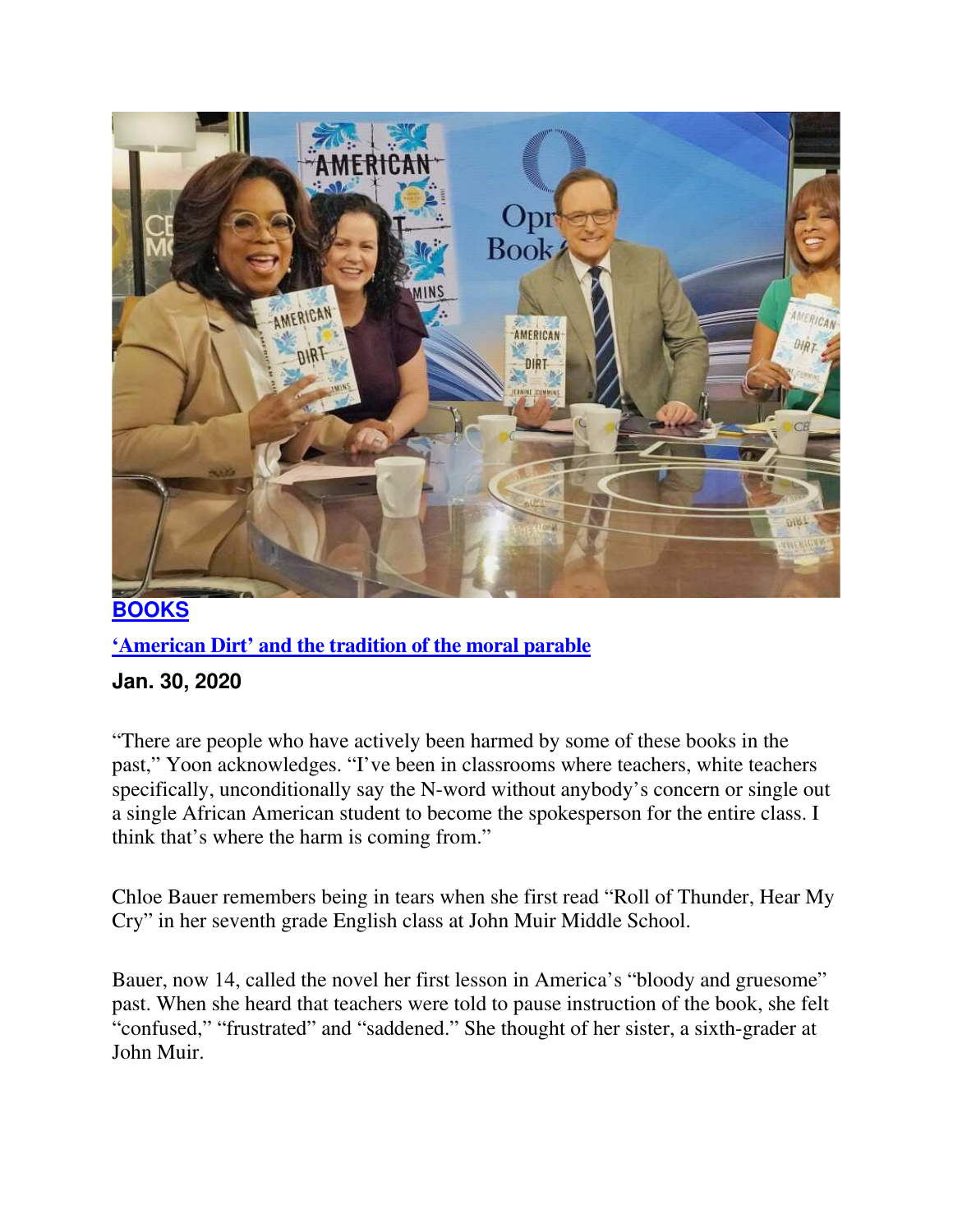**BOOKS**

**'American Dirt' and the tradition of the moral parable**

**Jan. 30, 2020**

"There are people who have actively been harmed by some of these books in the past," Yoon acknowledges. "I've been in classrooms where teachers, white teachers specifically, unconditionally say the N-word without anybody's concern or single out a single African American student to become the spokesperson for the entire class. I think that's where the harm is coming from."

Chloe Bauer remembers being in tears when she first read "Roll of Thunder, Hear My Cry" in her seventh grade English class at John Muir Middle School.

Bauer, now 14, called the novel her first lesson in America's "bloody and gruesome" past. When she heard that teachers were told to pause instruction of the book, she felt "confused," "frustrated" and "saddened." She thought of her sister, a sixth-grader at John Muir.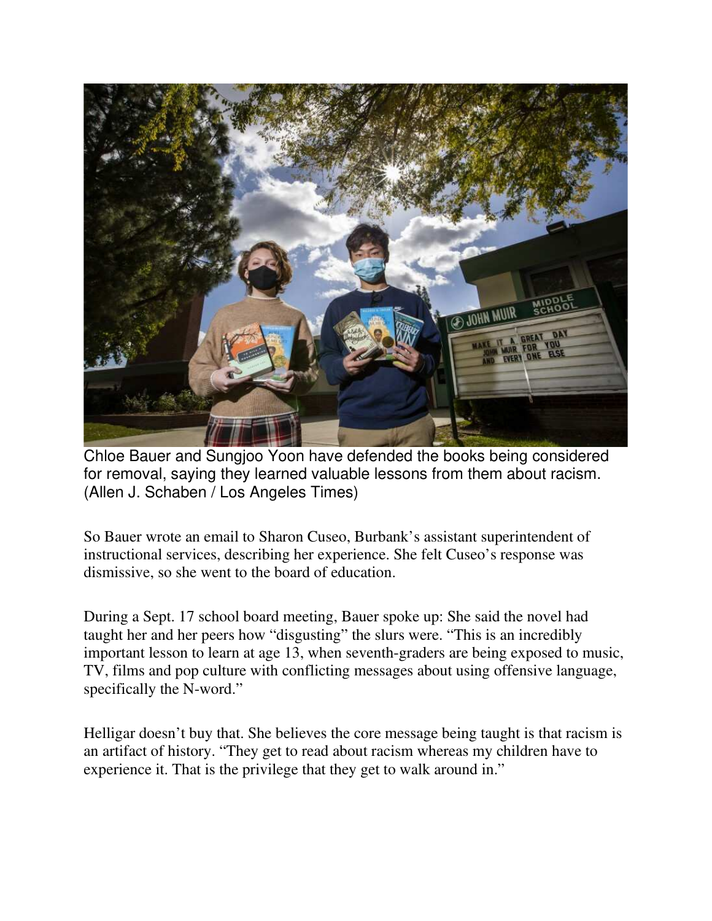Chloe Bauer and Sungjoo Yoon have defended the books being considered for removal, saying they learned valuable lessons from them about racism. (Allen J. Schaben / Los Angeles Times)

So Bauer wrote an email to Sharon Cuseo, Burbank's assistant superintendent of instructional services, describing her experience. She felt Cuseo's response was dismissive, so she went to the board of education.

During a Sept. 17 school board meeting, Bauer spoke up: She said the novel had taught her and her peers how "disgusting" the slurs were. "This is an incredibly important lesson to learn at age 13, when seventh-graders are being exposed to music, TV, films and pop culture with conflicting messages about using offensive language, specifically the N-word."

Helligar doesn't buy that. She believes the core message being taught is that racism is an artifact of history. "They get to read about racism whereas my children have to experience it. That is the privilege that they get to walk around in."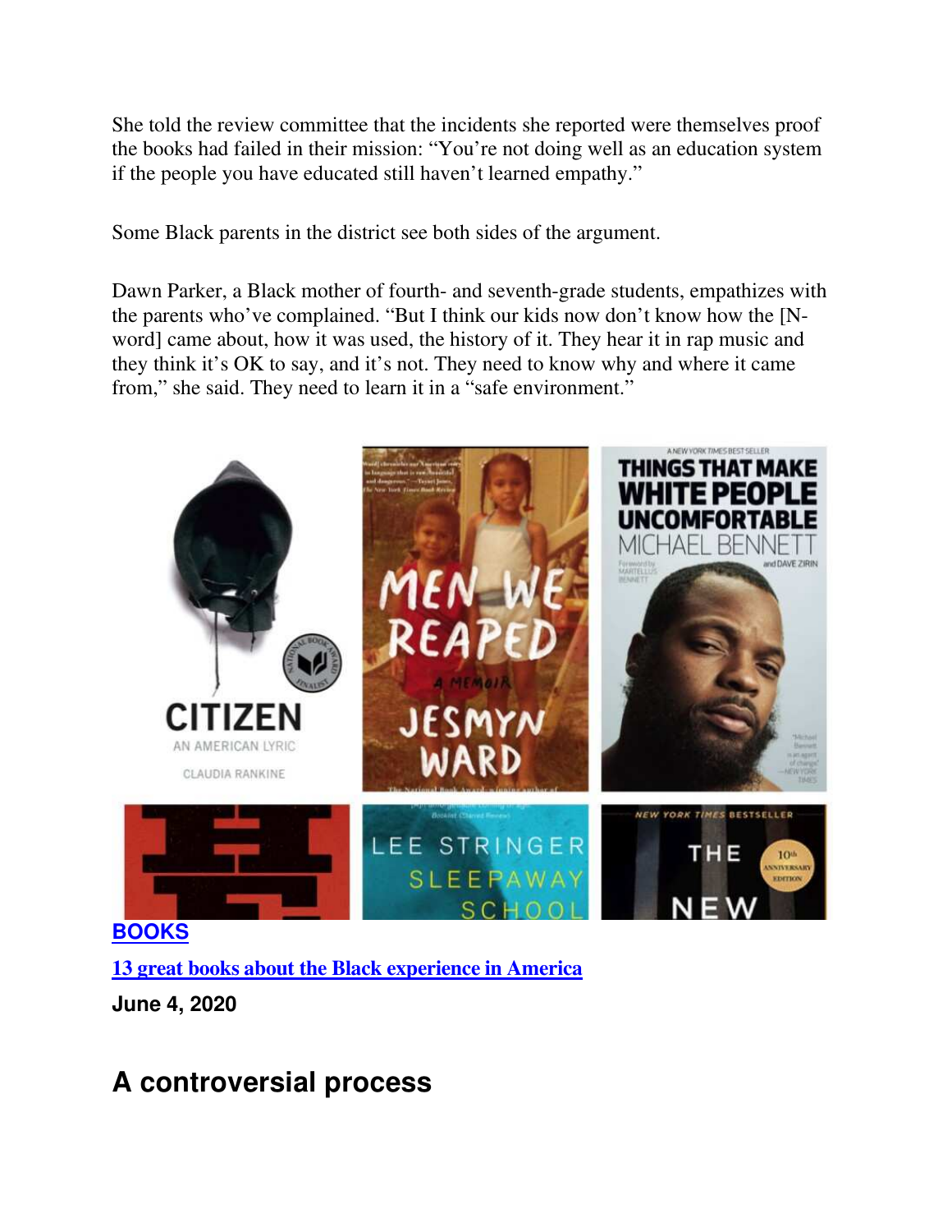She told the review committee that the incidents she reported were themselves proof the books had failed in their mission: “You’re not doing well as an education system if the people you have educated still haven’t learned empathy.”

Some Black parents in the district see both sides of the argument.

Dawn Parker, a Black mother of fourth- and seventh-grade students, empathizes with the parents who’ve complained. “But I think our kids now don’t know how the [N-word] came about, how it was used, the history of it. They hear it in rap music and they think it’s OK to say, and it’s not. They need to know why and where it came from,” she said. They need to learn it in a “safe environment.”

**BOOKS**

**13 great books about the Black experience in America**

**June 4, 2020**

## A controversial process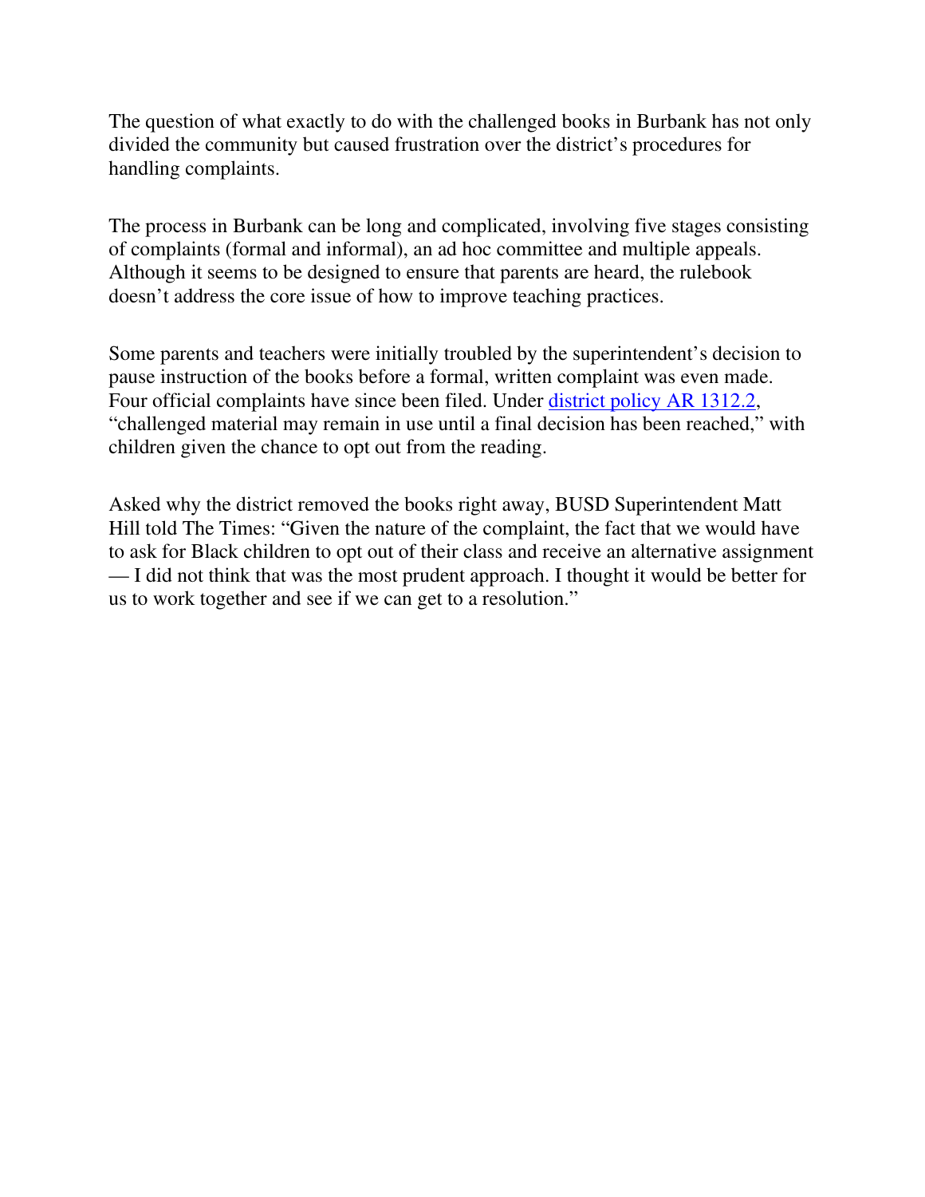The question of what exactly to do with the challenged books in Burbank has not only divided the community but caused frustration over the district's procedures for handling complaints.

The process in Burbank can be long and complicated, involving five stages consisting of complaints (formal and informal), an ad hoc committee and multiple appeals. Although it seems to be designed to ensure that parents are heard, the rulebook doesn't address the core issue of how to improve teaching practices.

Some parents and teachers were initially troubled by the superintendent's decision to pause instruction of the books before a formal, written complaint was even made. Four official complaints have since been filed. Under [district policy AR 1312.2](), "challenged material may remain in use until a final decision has been reached," with children given the chance to opt out from the reading.

Asked why the district removed the books right away, BUSD Superintendent Matt Hill told The Times: "Given the nature of the complaint, the fact that we would have to ask for Black children to opt out of their class and receive an alternative assignment — I did not think that was the most prudent approach. I thought it would be better for us to work together and see if we can get to a resolution."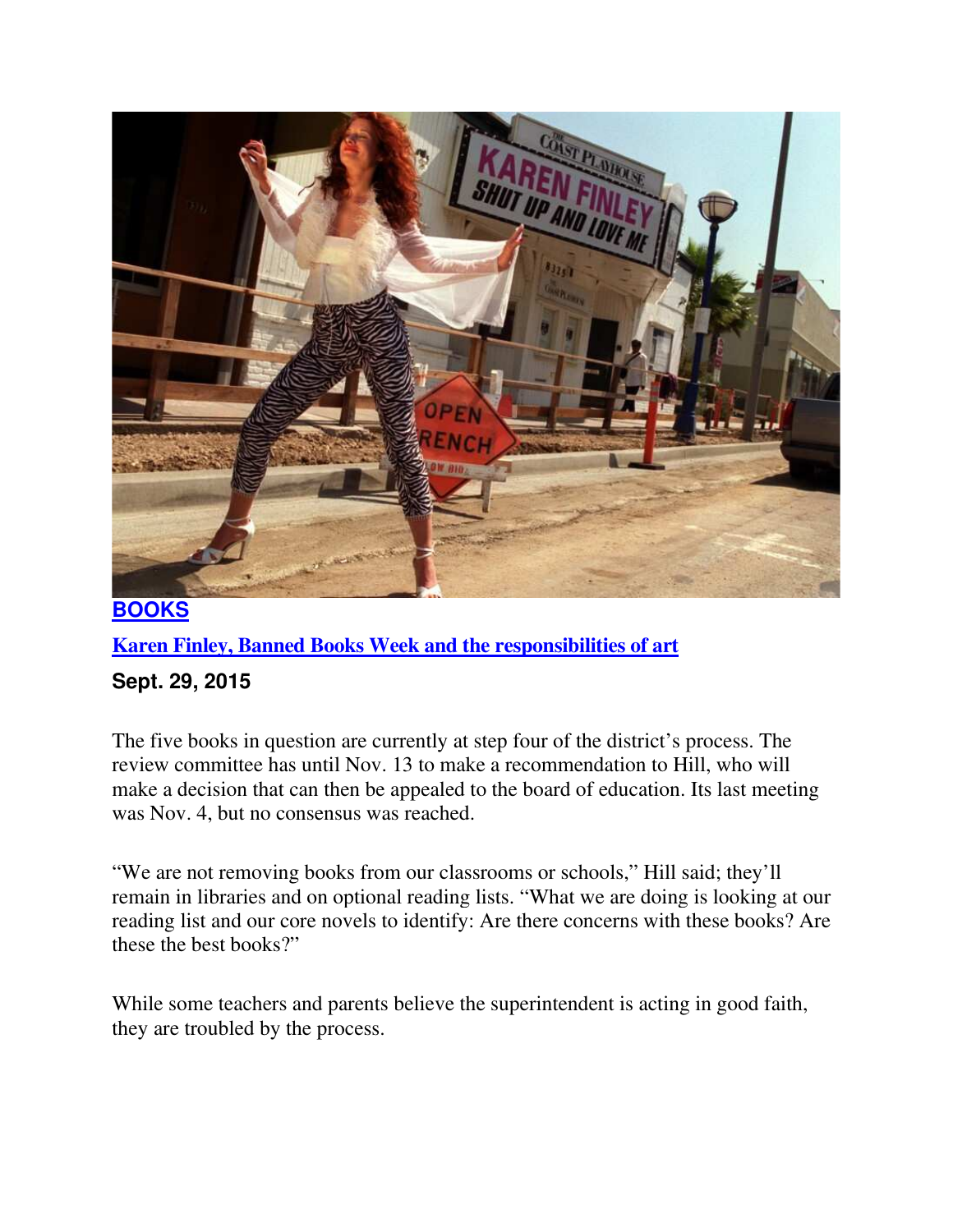**[BOOKS](#)**

**[Karen Finley, Banned Books Week and the responsibilities of art](#)**

**Sept. 29, 2015**

The five books in question are currently at step four of the district's process. The review committee has until Nov. 13 to make a recommendation to Hill, who will make a decision that can then be appealed to the board of education. Its last meeting was Nov. 4, but no consensus was reached.

"We are not removing books from our classrooms or schools," Hill said; they'll remain in libraries and on optional reading lists. "What we are doing is looking at our reading list and our core novels to identify: Are there concerns with these books? Are these the best books?"

While some teachers and parents believe the superintendent is acting in good faith, they are troubled by the process.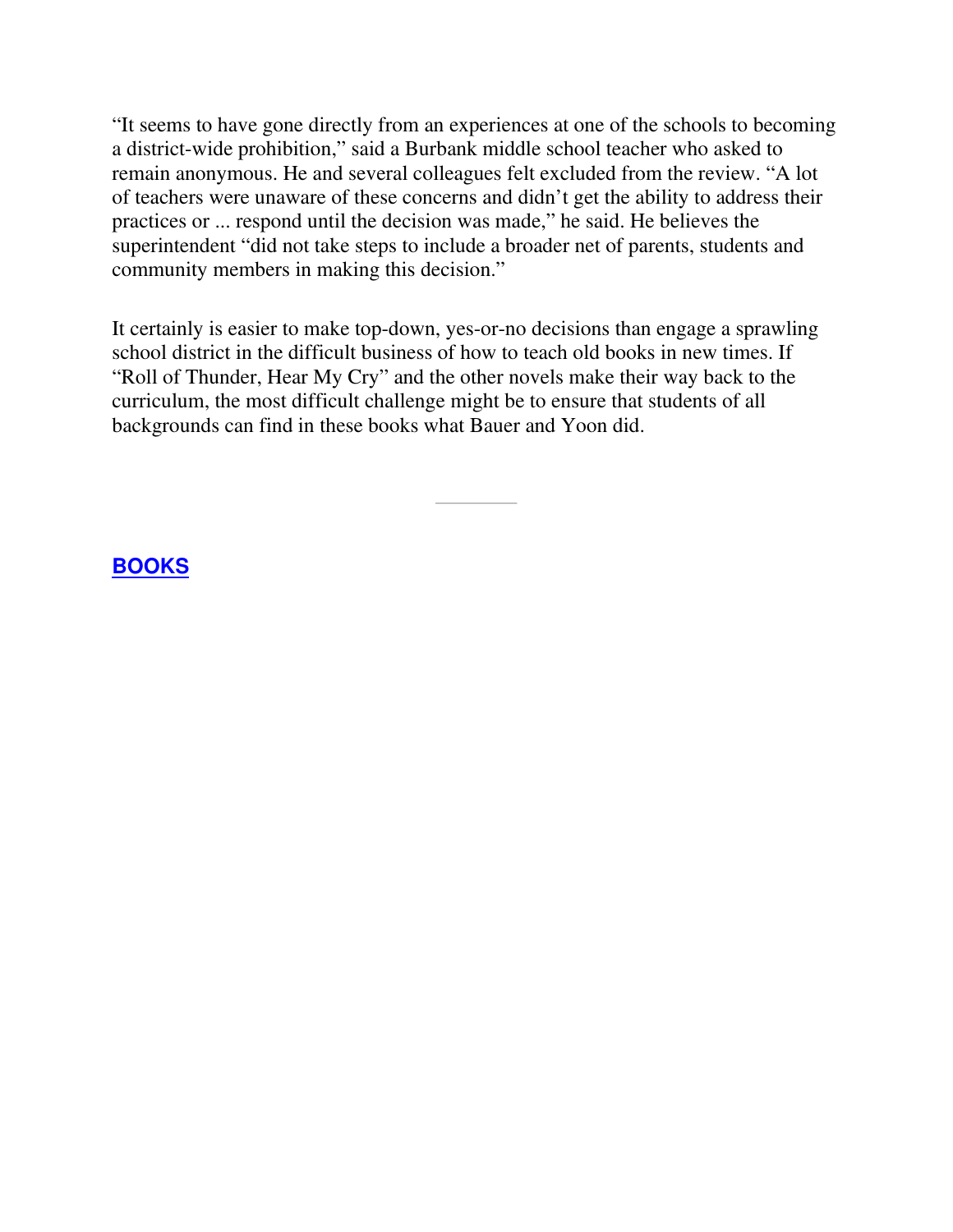"It seems to have gone directly from an experiences at one of the schools to becoming a district-wide prohibition," said a Burbank middle school teacher who asked to remain anonymous. He and several colleagues felt excluded from the review. "A lot of teachers were unaware of these concerns and didn't get the ability to address their practices or ... respond until the decision was made," he said. He believes the superintendent "did not take steps to include a broader net of parents, students and community members in making this decision."

It certainly is easier to make top-down, yes-or-no decisions than engage a sprawling school district in the difficult business of how to teach old books in new times. If "Roll of Thunder, Hear My Cry" and the other novels make their way back to the curriculum, the most difficult challenge might be to ensure that students of all backgrounds can find in these books what Bauer and Yoon did.

---

**BOOKS**